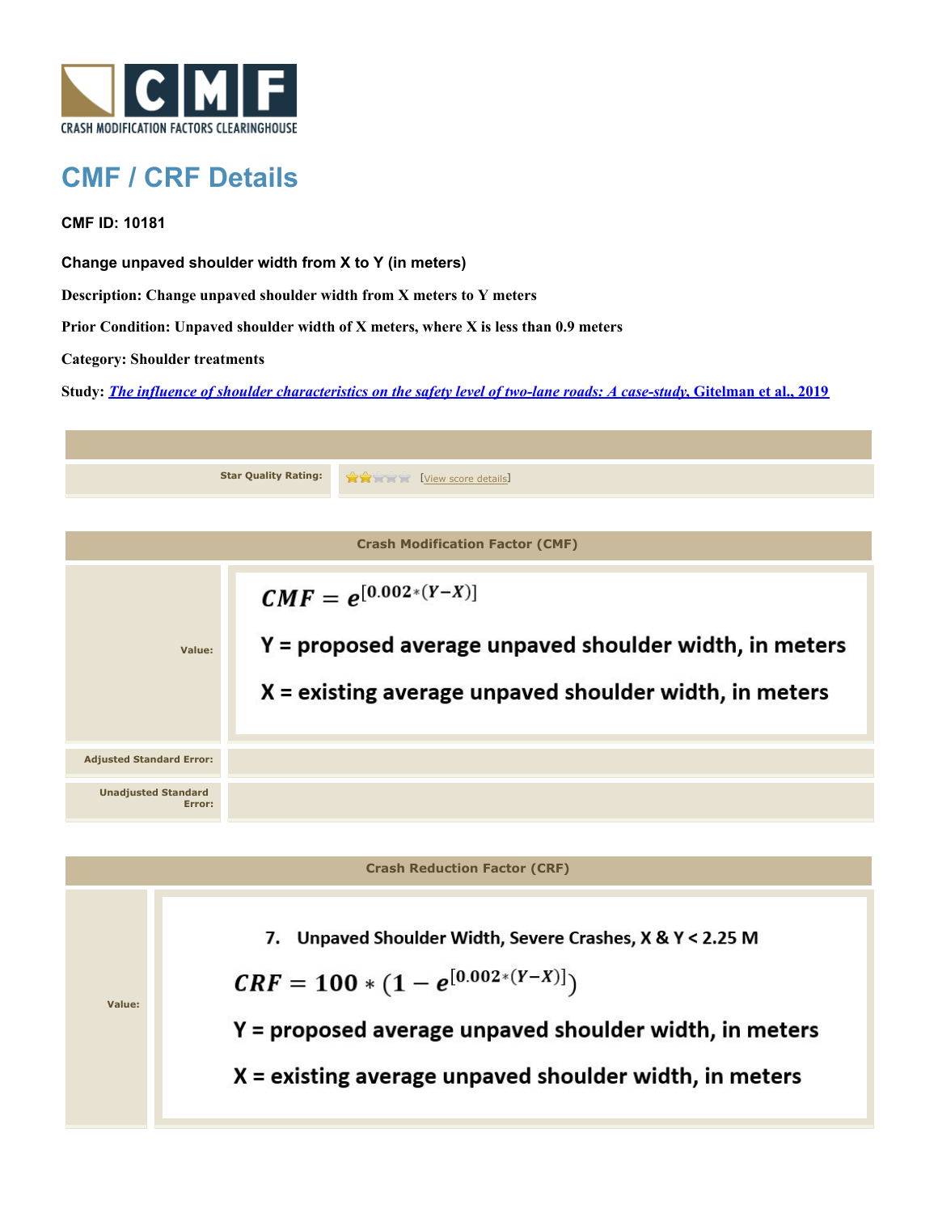CRASH MODIFICATION FACTORS CLEARINGHOUSE

# CMF / CRF Details

**CMF ID: 10181**

**Change unpaved shoulder width from X to Y (in meters)**

**Description: Change unpaved shoulder width from X meters to Y meters**

**Prior Condition: Unpaved shoulder width of X meters, where X is less than 0.9 meters**

**Category: Shoulder treatments**

**Study: *The influence of shoulder characteristics on the safety level of two-lane roads: A case-study*, Gitelman et al., 2019**

| | |
|---|---|
| Star Quality Rating: | ★★☆☆☆ [View score details] |

| Crash Modification Factor (CMF) | |
|---|---|
| Value: | $CMF = e^{[0.002*(Y-X)]}$ <br> Y = proposed average unpaved shoulder width, in meters <br> X = existing average unpaved shoulder width, in meters |
| Adjusted Standard Error: | |
| Unadjusted Standard Error: | |

| Crash Reduction Factor (CRF) | |
|---|---|
| Value: | 7. Unpaved Shoulder Width, Severe Crashes, X & Y < 2.25 M <br> $CRF = 100 * (1 - e^{[0.002*(Y-X)]})$ <br> Y = proposed average unpaved shoulder width, in meters <br> X = existing average unpaved shoulder width, in meters |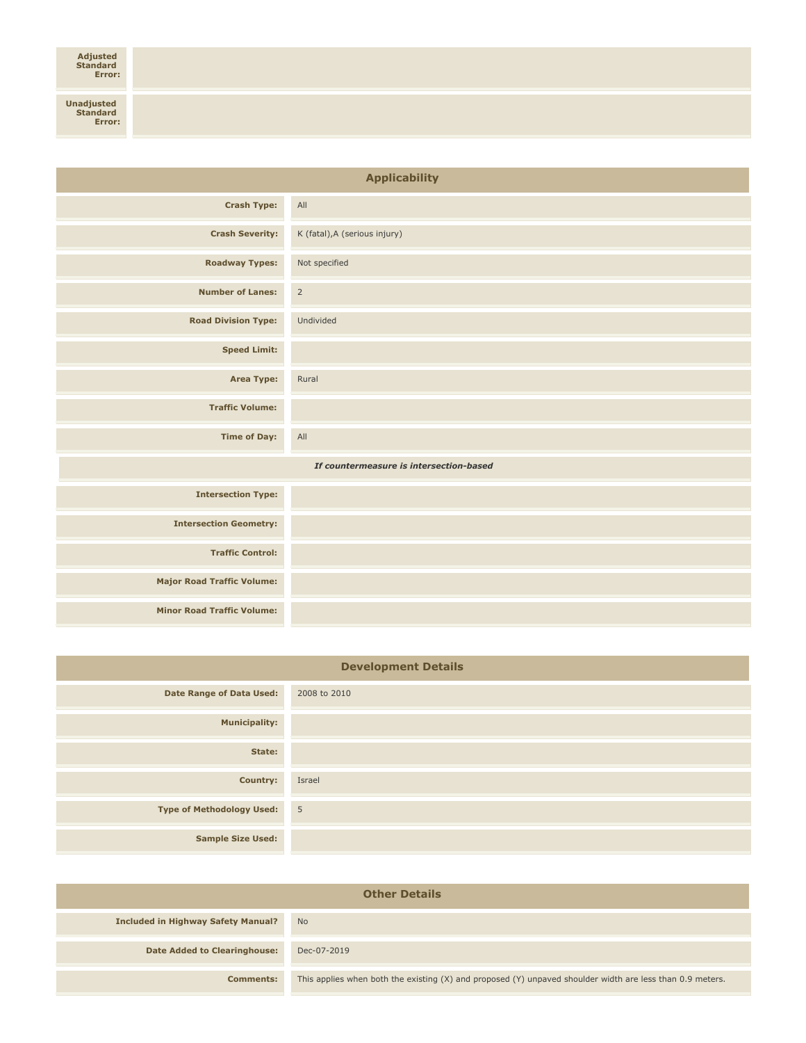| | |
|---|---|
| **Adjusted Standard Error:** | |
| **Unadjusted Standard Error:** | |

## Applicability

| | |
|---|---|
| **Crash Type:** | All |
| **Crash Severity:** | K (fatal),A (serious injury) |
| **Roadway Types:** | Not specified |
| **Number of Lanes:** | 2 |
| **Road Division Type:** | Undivided |
| **Speed Limit:** | |
| **Area Type:** | Rural |
| **Traffic Volume:** | |
| **Time of Day:** | All |
| ***If countermeasure is intersection-based*** | |
| **Intersection Type:** | |
| **Intersection Geometry:** | |
| **Traffic Control:** | |
| **Major Road Traffic Volume:** | |
| **Minor Road Traffic Volume:** | |

## Development Details

| | |
|---|---|
| **Date Range of Data Used:** | 2008 to 2010 |
| **Municipality:** | |
| **State:** | |
| **Country:** | Israel |
| **Type of Methodology Used:** | 5 |
| **Sample Size Used:** | |

## Other Details

| | |
|---|---|
| **Included in Highway Safety Manual?** | No |
| **Date Added to Clearinghouse:** | Dec-07-2019 |
| **Comments:** | This applies when both the existing (X) and proposed (Y) unpaved shoulder width are less than 0.9 meters. |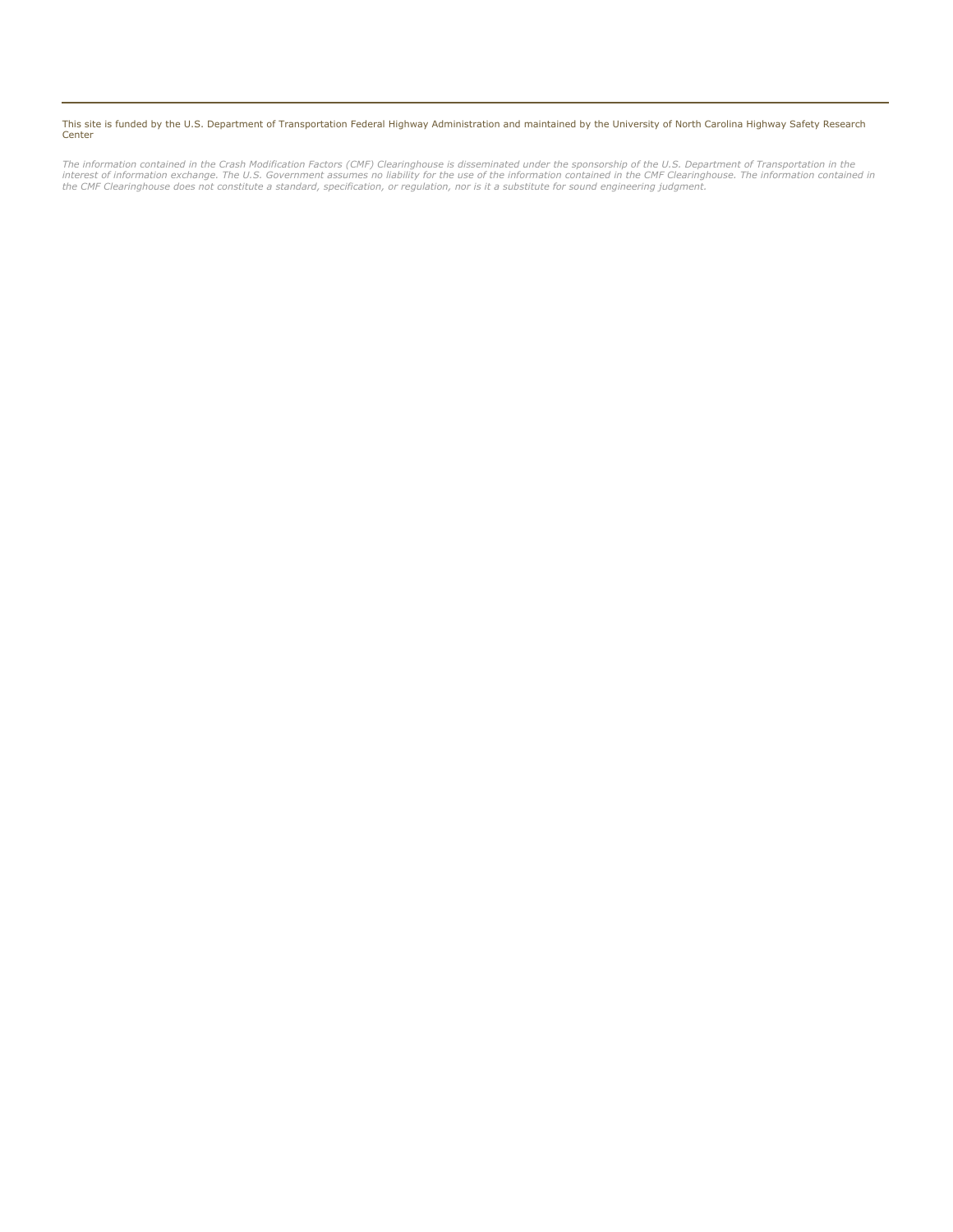This site is funded by the U.S. Department of Transportation Federal Highway Administration and maintained by the University of North Carolina Highway Safety Research Center

*The information contained in the Crash Modification Factors (CMF) Clearinghouse is disseminated under the sponsorship of the U.S. Department of Transportation in the interest of information exchange. The U.S. Government assumes no liability for the use of the information contained in the CMF Clearinghouse. The information contained in the CMF Clearinghouse does not constitute a standard, specification, or regulation, nor is it a substitute for sound engineering judgment.*